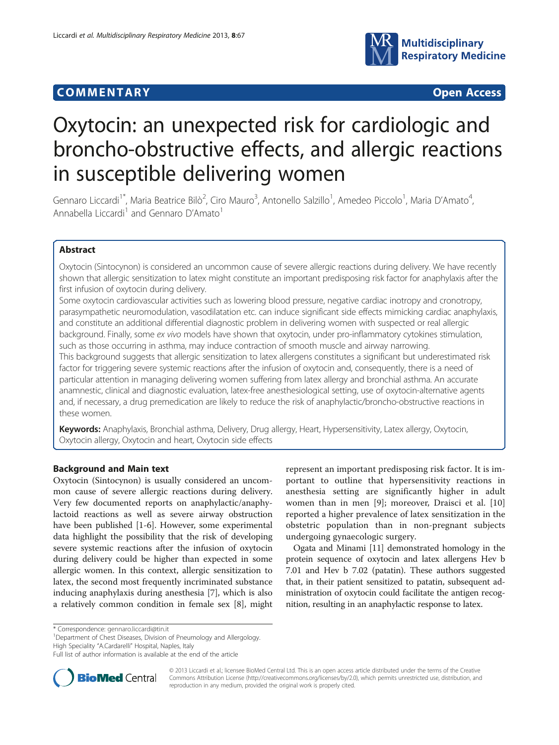COMMENTARY Open Access

# Oxytocin: an unexpected risk for cardiologic and broncho-obstructive effects, and allergic reactions in susceptible delivering women

Gennaro Liccardi[1*], Maria Beatrice Bilò[2], Ciro Mauro[3], Antonello Salzillo[1], Amedeo Piccolo[1], Maria D'Amato[4], Annabella Liccardi[1] and Gennaro D'Amato[1]

## Abstract

Oxytocin (Sintocynon) is considered an uncommon cause of severe allergic reactions during delivery. We have recently shown that allergic sensitization to latex might constitute an important predisposing risk factor for anaphylaxis after the first infusion of oxytocin during delivery.

Some oxytocin cardiovascular activities such as lowering blood pressure, negative cardiac inotropy and cronotropy, parasympathetic neuromodulation, vasodilatation etc. can induce significant side effects mimicking cardiac anaphylaxis, and constitute an additional differential diagnostic problem in delivering women with suspected or real allergic background. Finally, some *ex vivo* models have shown that oxytocin, under pro-inflammatory cytokines stimulation, such as those occurring in asthma, may induce contraction of smooth muscle and airway narrowing.

This background suggests that allergic sensitization to latex allergens constitutes a significant but underestimated risk factor for triggering severe systemic reactions after the infusion of oxytocin and, consequently, there is a need of particular attention in managing delivering women suffering from latex allergy and bronchial asthma. An accurate anamnestic, clinical and diagnostic evaluation, latex-free anesthesiological setting, use of oxytocin-alternative agents and, if necessary, a drug premedication are likely to reduce the risk of anaphylactic/broncho-obstructive reactions in these women.

**Keywords:** Anaphylaxis, Bronchial asthma, Delivery, Drug allergy, Heart, Hypersensitivity, Latex allergy, Oxytocin, Oxytocin allergy, Oxytocin and heart, Oxytocin side effects

## Background and Main text

Oxytocin (Sintocynon) is usually considered an uncommon cause of severe allergic reactions during delivery. Very few documented reports on anaphylactic/anaphylactoid reactions as well as severe airway obstruction have been published [1-6]. However, some experimental data highlight the possibility that the risk of developing severe systemic reactions after the infusion of oxytocin during delivery could be higher than expected in some allergic women. In this context, allergic sensitization to latex, the second most frequently incriminated substance inducing anaphylaxis during anesthesia [7], which is also a relatively common condition in female sex [8], might represent an important predisposing risk factor. It is important to outline that hypersensitivity reactions in anesthesia setting are significantly higher in adult women than in men [9]; moreover, Draisci et al. [10] reported a higher prevalence of latex sensitization in the obstetric population than in non-pregnant subjects undergoing gynaecologic surgery.

Ogata and Minami [11] demonstrated homology in the protein sequence of oxytocin and latex allergens Hev b 7.01 and Hev b 7.02 (patatin). These authors suggested that, in their patient sensitized to patatin, subsequent administration of oxytocin could facilitate the antigen recognition, resulting in an anaphylactic response to latex.

\* Correspondence: gennaro.liccardi@tin.it

[1]Department of Chest Diseases, Division of Pneumology and Allergology. High Speciality "A.Cardarelli" Hospital, Naples, Italy

Full list of author information is available at the end of the article

© 2013 Liccardi et al.; licensee BioMed Central Ltd. This is an open access article distributed under the terms of the Creative Commons Attribution License (http://creativecommons.org/licenses/by/2.0), which permits unrestricted use, distribution, and reproduction in any medium, provided the original work is properly cited.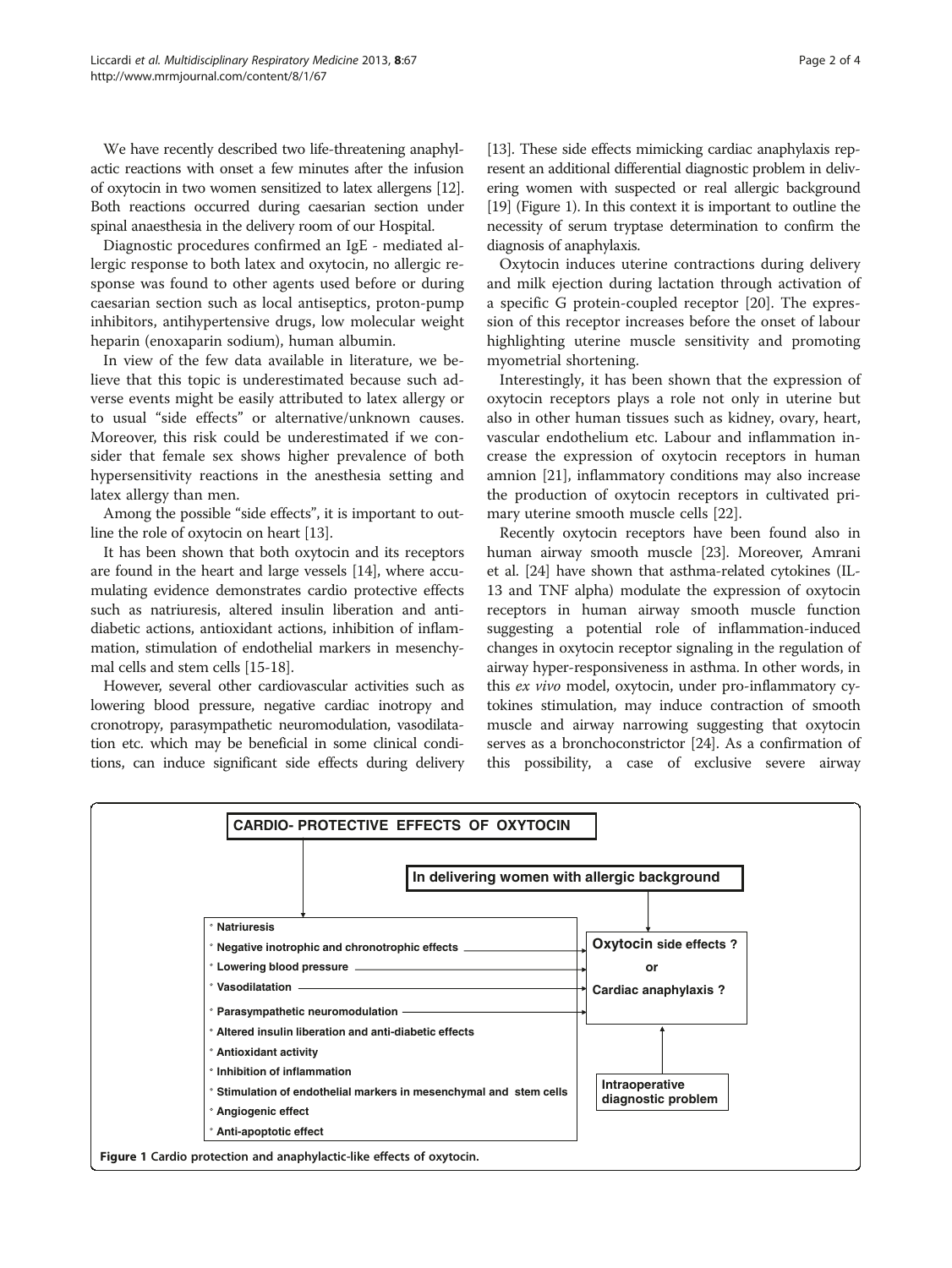We have recently described two life-threatening anaphylactic reactions with onset a few minutes after the infusion of oxytocin in two women sensitized to latex allergens [12]. Both reactions occurred during caesarian section under spinal anaesthesia in the delivery room of our Hospital.

Diagnostic procedures confirmed an IgE - mediated allergic response to both latex and oxytocin, no allergic response was found to other agents used before or during caesarian section such as local antiseptics, proton-pump inhibitors, antihypertensive drugs, low molecular weight heparin (enoxaparin sodium), human albumin.

In view of the few data available in literature, we believe that this topic is underestimated because such adverse events might be easily attributed to latex allergy or to usual "side effects" or alternative/unknown causes. Moreover, this risk could be underestimated if we consider that female sex shows higher prevalence of both hypersensitivity reactions in the anesthesia setting and latex allergy than men.

Among the possible "side effects", it is important to outline the role of oxytocin on heart [13].

It has been shown that both oxytocin and its receptors are found in the heart and large vessels [14], where accumulating evidence demonstrates cardio protective effects such as natriuresis, altered insulin liberation and anti-diabetic actions, antioxidant actions, inhibition of inflammation, stimulation of endothelial markers in mesenchymal cells and stem cells [15-18].

However, several other cardiovascular activities such as lowering blood pressure, negative cardiac inotropy and cronotropy, parasympathetic neuromodulation, vasodilatation etc. which may be beneficial in some clinical conditions, can induce significant side effects during delivery [13]. These side effects mimicking cardiac anaphylaxis represent an additional differential diagnostic problem in delivering women with suspected or real allergic background [19] (Figure 1). In this context it is important to outline the necessity of serum tryptase determination to confirm the diagnosis of anaphylaxis.

Oxytocin induces uterine contractions during delivery and milk ejection during lactation through activation of a specific G protein-coupled receptor [20]. The expression of this receptor increases before the onset of labour highlighting uterine muscle sensitivity and promoting myometrial shortening.

Interestingly, it has been shown that the expression of oxytocin receptors plays a role not only in uterine but also in other human tissues such as kidney, ovary, heart, vascular endothelium etc. Labour and inflammation increase the expression of oxytocin receptors in human amnion [21], inflammatory conditions may also increase the production of oxytocin receptors in cultivated primary uterine smooth muscle cells [22].

Recently oxytocin receptors have been found also in human airway smooth muscle [23]. Moreover, Amrani et al. [24] have shown that asthma-related cytokines (IL-13 and TNF alpha) modulate the expression of oxytocin receptors in human airway smooth muscle function suggesting a potential role of inflammation-induced changes in oxytocin receptor signaling in the regulation of airway hyper-responsiveness in asthma. In other words, in this *ex vivo* model, oxytocin, under pro-inflammatory cytokines stimulation, may induce contraction of smooth muscle and airway narrowing suggesting that oxytocin serves as a bronchoconstrictor [24]. As a confirmation of this possibility, a case of exclusive severe airway

**CARDIO- PROTECTIVE EFFECTS OF OXYTOCIN**

- Natriuresis
- Negative inotrophic and chronotrophic effects
- Lowering blood pressure
- Vasodilatation
- Parasympathetic neuromodulation
- Altered insulin liberation and anti-diabetic effects
- Antioxidant activity
- Inhibition of inflammation
- Stimulation of endothelial markers in mesenchymal and stem cells
- Angiogenic effect
- Anti-apoptotic effect

**In delivering women with allergic background**

**Oxytocin side effects ? or Cardiac anaphylaxis ?**

**Intraoperative diagnostic problem**

**Figure 1** Cardio protection and anaphylactic-like effects of oxytocin.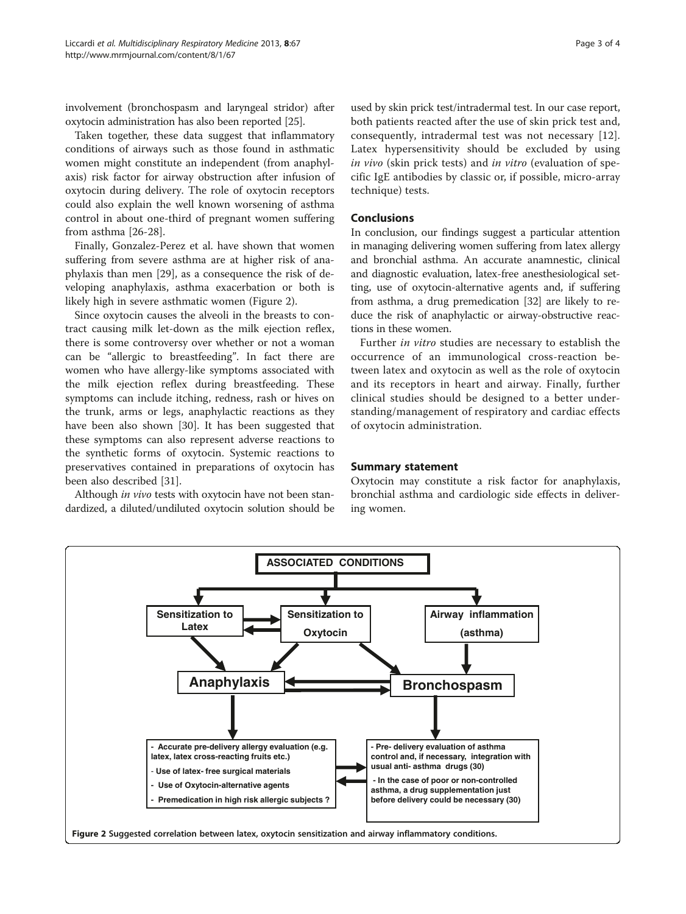involvement (bronchospasm and laryngeal stridor) after oxytocin administration has also been reported [25].

Taken together, these data suggest that inflammatory conditions of airways such as those found in asthmatic women might constitute an independent (from anaphylaxis) risk factor for airway obstruction after infusion of oxytocin during delivery. The role of oxytocin receptors could also explain the well known worsening of asthma control in about one-third of pregnant women suffering from asthma [26-28].

Finally, Gonzalez-Perez et al. have shown that women suffering from severe asthma are at higher risk of anaphylaxis than men [29], as a consequence the risk of developing anaphylaxis, asthma exacerbation or both is likely high in severe asthmatic women (Figure 2).

Since oxytocin causes the alveoli in the breasts to contract causing milk let-down as the milk ejection reflex, there is some controversy over whether or not a woman can be "allergic to breastfeeding". In fact there are women who have allergy-like symptoms associated with the milk ejection reflex during breastfeeding. These symptoms can include itching, redness, rash or hives on the trunk, arms or legs, anaphylactic reactions as they have been also shown [30]. It has been suggested that these symptoms can also represent adverse reactions to the synthetic forms of oxytocin. Systemic reactions to preservatives contained in preparations of oxytocin has been also described [31].

Although *in vivo* tests with oxytocin have not been standardized, a diluted/undiluted oxytocin solution should be used by skin prick test/intradermal test. In our case report, both patients reacted after the use of skin prick test and, consequently, intradermal test was not necessary [12]. Latex hypersensitivity should be excluded by using *in vivo* (skin prick tests) and *in vitro* (evaluation of specific IgE antibodies by classic or, if possible, micro-array technique) tests.

## Conclusions

In conclusion, our findings suggest a particular attention in managing delivering women suffering from latex allergy and bronchial asthma. An accurate anamnestic, clinical and diagnostic evaluation, latex-free anesthesiological setting, use of oxytocin-alternative agents and, if suffering from asthma, a drug premedication [32] are likely to reduce the risk of anaphylactic or airway-obstructive reactions in these women.

Further *in vitro* studies are necessary to establish the occurrence of an immunological cross-reaction between latex and oxytocin as well as the role of oxytocin and its receptors in heart and airway. Finally, further clinical studies should be designed to a better understanding/management of respiratory and cardiac effects of oxytocin administration.

## Summary statement

Oxytocin may constitute a risk factor for anaphylaxis, bronchial asthma and cardiologic side effects in delivering women.

ASSOCIATED CONDITIONS

Sensitization to Latex

Sensitization to Oxytocin

Airway inflammation (asthma)

Anaphylaxis

Bronchospasm

- Accurate pre-delivery allergy evaluation (e.g. latex, latex cross-reacting fruits etc.)
- Use of latex- free surgical materials
- Use of Oxytocin-alternative agents
- Premedication in high risk allergic subjects ?

- Pre- delivery evaluation of asthma control and, if necessary, integration with usual anti- asthma drugs (30)
- In the case of poor or non-controlled asthma, a drug supplementation just before delivery could be necessary (30)

**Figure 2** Suggested correlation between latex, oxytocin sensitization and airway inflammatory conditions.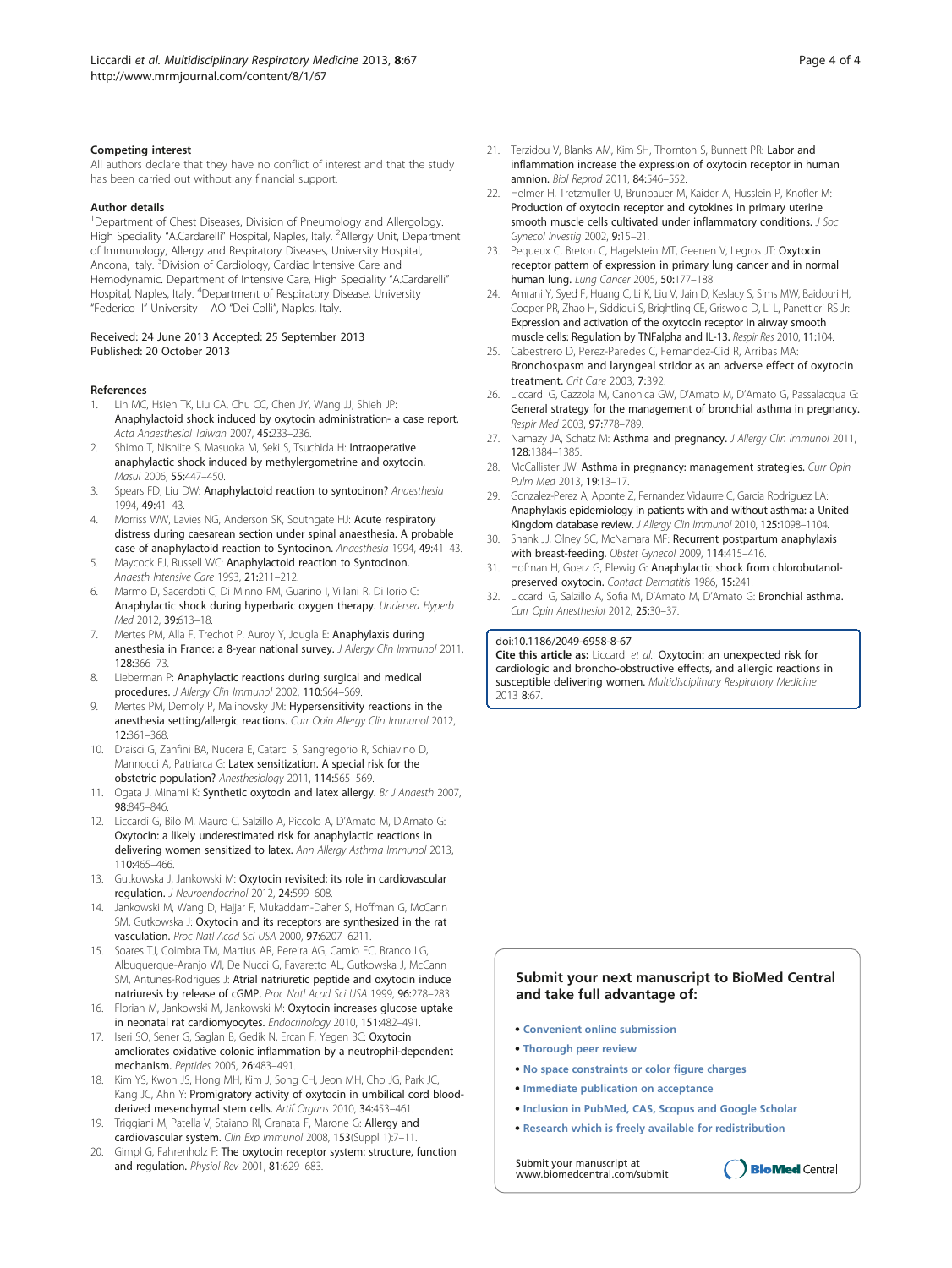#### Competing interest

All authors declare that they have no conflict of interest and that the study has been carried out without any financial support.

#### Author details

[1]Department of Chest Diseases, Division of Pneumology and Allergology. High Speciality "A.Cardarelli" Hospital, Naples, Italy. [2]Allergy Unit, Department of Immunology, Allergy and Respiratory Diseases, University Hospital, Ancona, Italy. [3]Division of Cardiology, Cardiac Intensive Care and Hemodynamic. Department of Intensive Care, High Speciality "A.Cardarelli" Hospital, Naples, Italy. [4]Department of Respiratory Disease, University "Federico II" University – AO "Dei Colli", Naples, Italy.

Received: 24 June 2013 Accepted: 25 September 2013
Published: 20 October 2013

#### References

1. Lin MC, Hsieh TK, Liu CA, Chu CC, Chen JY, Wang JJ, Shieh JP: **Anaphylactoid shock induced by oxytocin administration- a case report.** *Acta Anaesthesiol Taiwan* 2007, **45:**233–236.
2. Shimo T, Nishiite S, Masuoka M, Seki S, Tsuchida H: **Intraoperative anaphylactic shock induced by methylergometrine and oxytocin.** *Masui* 2006, **55:**447–450.
3. Spears FD, Liu DW: **Anaphylactoid reaction to syntocinon?** *Anaesthesia* 1994, **49:**41–43.
4. Morriss WW, Lavies NG, Anderson SK, Southgate HJ: **Acute respiratory distress during caesarean section under spinal anaesthesia. A probable case of anaphylactoid reaction to Syntocinon.** *Anaesthesia* 1994, **49:**41–43.
5. Maycock EJ, Russell WC: **Anaphylactoid reaction to Syntocinon.** *Anaesth Intensive Care* 1993, **21:**211–212.
6. Marmo D, Sacerdoti C, Di Minno RM, Guarino I, Villani R, Di Iorio C: **Anaphylactic shock during hyperbaric oxygen therapy.** *Undersea Hyperb Med* 2012, **39:**613–18.
7. Mertes PM, Alla F, Trechot P, Auroy Y, Jougla E: **Anaphylaxis during anesthesia in France: a 8-year national survey.** *J Allergy Clin Immunol* 2011, **128:**366–73.
8. Lieberman P: **Anaphylactic reactions during surgical and medical procedures.** *J Allergy Clin Immunol* 2002, **110:**S64–S69.
9. Mertes PM, Demoly P, Malinovsky JM: **Hypersensitivity reactions in the anesthesia setting/allergic reactions.** *Curr Opin Allergy Clin Immunol* 2012, **12:**361–368.
10. Draisci G, Zanfini BA, Nucera E, Catarci S, Sangregorio R, Schiavino D, Mannocci A, Patriarca G: **Latex sensitization. A special risk for the obstetric population?** *Anesthesiology* 2011, **114:**565–569.
11. Ogata J, Minami K: **Synthetic oxytocin and latex allergy.** *Br J Anaesth* 2007, **98:**845–846.
12. Liccardi G, Bilò M, Mauro C, Salzillo A, Piccolo A, D'Amato M, D'Amato G: **Oxytocin: a likely underestimated risk for anaphylactic reactions in delivering women sensitized to latex.** *Ann Allergy Asthma Immunol* 2013, **110:**465–466.
13. Gutkowska J, Jankowski M: **Oxytocin revisited: its role in cardiovascular regulation.** *J Neuroendocrinol* 2012, **24:**599–608.
14. Jankowski M, Wang D, Hajjar F, Mukaddam-Daher S, Hoffman G, McCann SM, Gutkowska J: **Oxytocin and its receptors are synthesized in the rat vasculation.** *Proc Natl Acad Sci USA* 2000, **97:**6207–6211.
15. Soares TJ, Coimbra TM, Martius AR, Pereira AG, Camio EC, Branco LG, Albuquerque-Aranjo WI, De Nucci G, Favaretto AL, Gutkowska J, McCann SM, Antunes-Rodrigues J: **Atrial natriuretic peptide and oxytocin induce natriuresis by release of cGMP.** *Proc Natl Acad Sci USA* 1999, **96:**278–283.
16. Florian M, Jankowski M, Jankowski M: **Oxytocin increases glucose uptake in neonatal rat cardiomyocytes.** *Endocrinology* 2010, **151:**482–491.
17. Iseri SO, Sener G, Saglan B, Gedik N, Ercan F, Yegen BC: **Oxytocin ameliorates oxidative colonic inflammation by a neutrophil-dependent mechanism.** *Peptides* 2005, **26:**483–491.
18. Kim YS, Kwon JS, Hong MH, Kim J, Song CH, Jeon MH, Cho JG, Park JC, Kang JC, Ahn Y: **Promigratory activity of oxytocin in umbilical cord blood-derived mesenchymal stem cells.** *Artif Organs* 2010, **34:**453–461.
19. Triggiani M, Patella V, Staiano RI, Granata F, Marone G: **Allergy and cardiovascular system.** *Clin Exp Immunol* 2008, **153**(Suppl 1):7–11.
20. Gimpl G, Fahrenholz F: **The oxytocin receptor system: structure, function and regulation.** *Physiol Rev* 2001, **81:**629–683.
21. Terzidou V, Blanks AM, Kim SH, Thornton S, Bunnett PR: **Labor and inflammation increase the expression of oxytocin receptor in human amnion.** *Biol Reprod* 2011, **84:**546–552.
22. Helmer H, Tretzmuller U, Brunbauer M, Kaider A, Husslein P, Knofler M: **Production of oxytocin receptor and cytokines in primary uterine smooth muscle cells cultivated under inflammatory conditions.** *J Soc Gynecol Investig* 2002, **9:**15–21.
23. Pequeux C, Breton C, Hagelstein MT, Geenen V, Legros JT: **Oxytocin receptor pattern of expression in primary lung cancer and in normal human lung.** *Lung Cancer* 2005, **50:**177–188.
24. Amrani Y, Syed F, Huang C, Li K, Liu V, Jain D, Keslacy S, Sims MW, Baidouri H, Cooper PR, Zhao H, Siddiqui S, Brightling CE, Griswold D, Li L, Panettieri RS Jr: **Expression and activation of the oxytocin receptor in airway smooth muscle cells: Regulation by TNFalpha and IL-13.** *Respir Res* 2010, **11:**104.
25. Cabestrero D, Perez-Paredes C, Fernandez-Cid R, Arribas MA: **Bronchospasm and laryngeal stridor as an adverse effect of oxytocin treatment.** *Crit Care* 2003, **7:**392.
26. Liccardi G, Cazzola M, Canonica GW, D'Amato M, D'Amato G, Passalacqua G: **General strategy for the management of bronchial asthma in pregnancy.** *Respir Med* 2003, **97:**778–789.
27. Namazy JA, Schatz M: **Asthma and pregnancy.** *J Allergy Clin Immunol* 2011, **128:**1384–1385.
28. McCallister JW: **Asthma in pregnancy: management strategies.** *Curr Opin Pulm Med* 2013, **19:**13–17.
29. Gonzalez-Perez A, Aponte Z, Fernandez Vidaurre C, Garcia Rodriguez LA: **Anaphylaxis epidemiology in patients with and without asthma: a United Kingdom database review.** *J Allergy Clin Immunol* 2010, **125:**1098–1104.
30. Shank JJ, Olney SC, McNamara MF: **Recurrent postpartum anaphylaxis with breast-feeding.** *Obstet Gynecol* 2009, **114:**415–416.
31. Hofman H, Goerz G, Plewig G: **Anaphylactic shock from chlorobutanol-preserved oxytocin.** *Contact Dermatitis* 1986, **15:**241.
32. Liccardi G, Salzillo A, Sofia M, D'Amato M, D'Amato G: **Bronchial asthma.** *Curr Opin Anesthesiol* 2012, **25:**30–37.

doi:10.1186/2049-6958-8-67
**Cite this article as:** Liccardi *et al.*: Oxytocin: an unexpected risk for cardiologic and broncho-obstructive effects, and allergic reactions in susceptible delivering women. *Multidisciplinary Respiratory Medicine* 2013 **8**:67.

**Submit your next manuscript to BioMed Central and take full advantage of:**

- Convenient online submission
- Thorough peer review
- No space constraints or color figure charges
- Immediate publication on acceptance
- Inclusion in PubMed, CAS, Scopus and Google Scholar
- Research which is freely available for redistribution

Submit your manuscript at www.biomedcentral.com/submit

BioMed Central